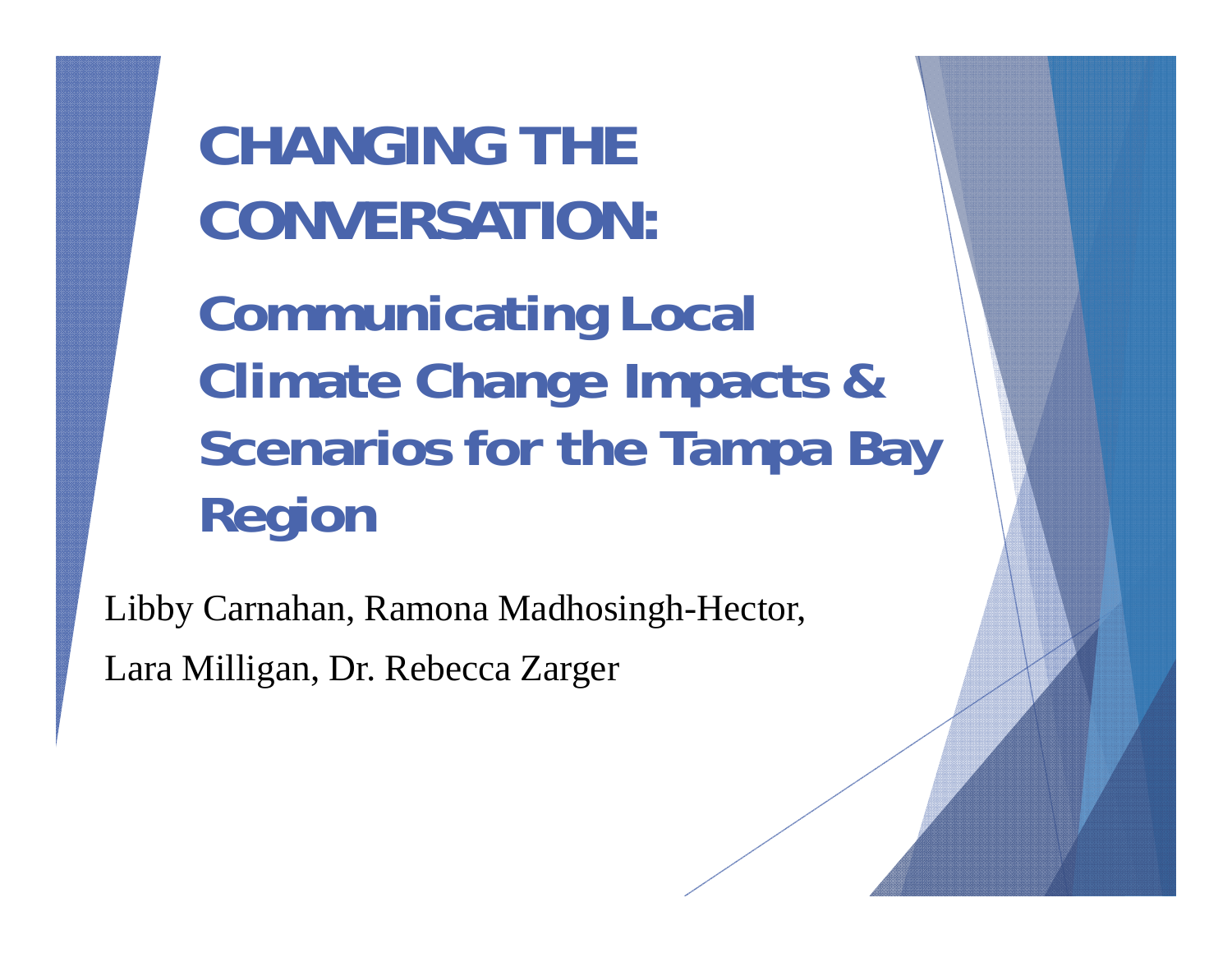# CHANGING THE CONVERSATION:

## Communicating Local Climate Change Impacts & Scenarios for the Tampa Bay Region

Libby Carnahan, Ramona Madhosingh-Hector,

Lara Milligan, Dr. Rebecca Zarger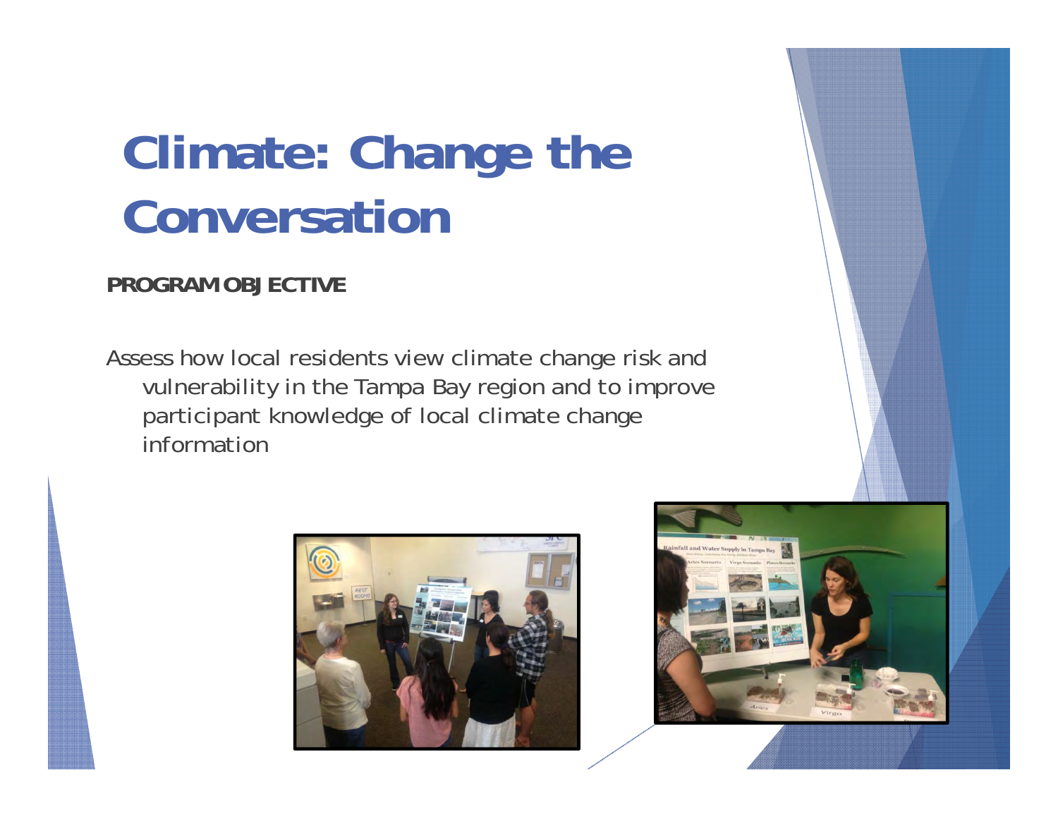# Climate: Change the Conversation

**PROGRAM OBJECTIVE**

Assess how local residents view climate change risk and vulnerability in the Tampa Bay region and to improve participant knowledge of local climate change information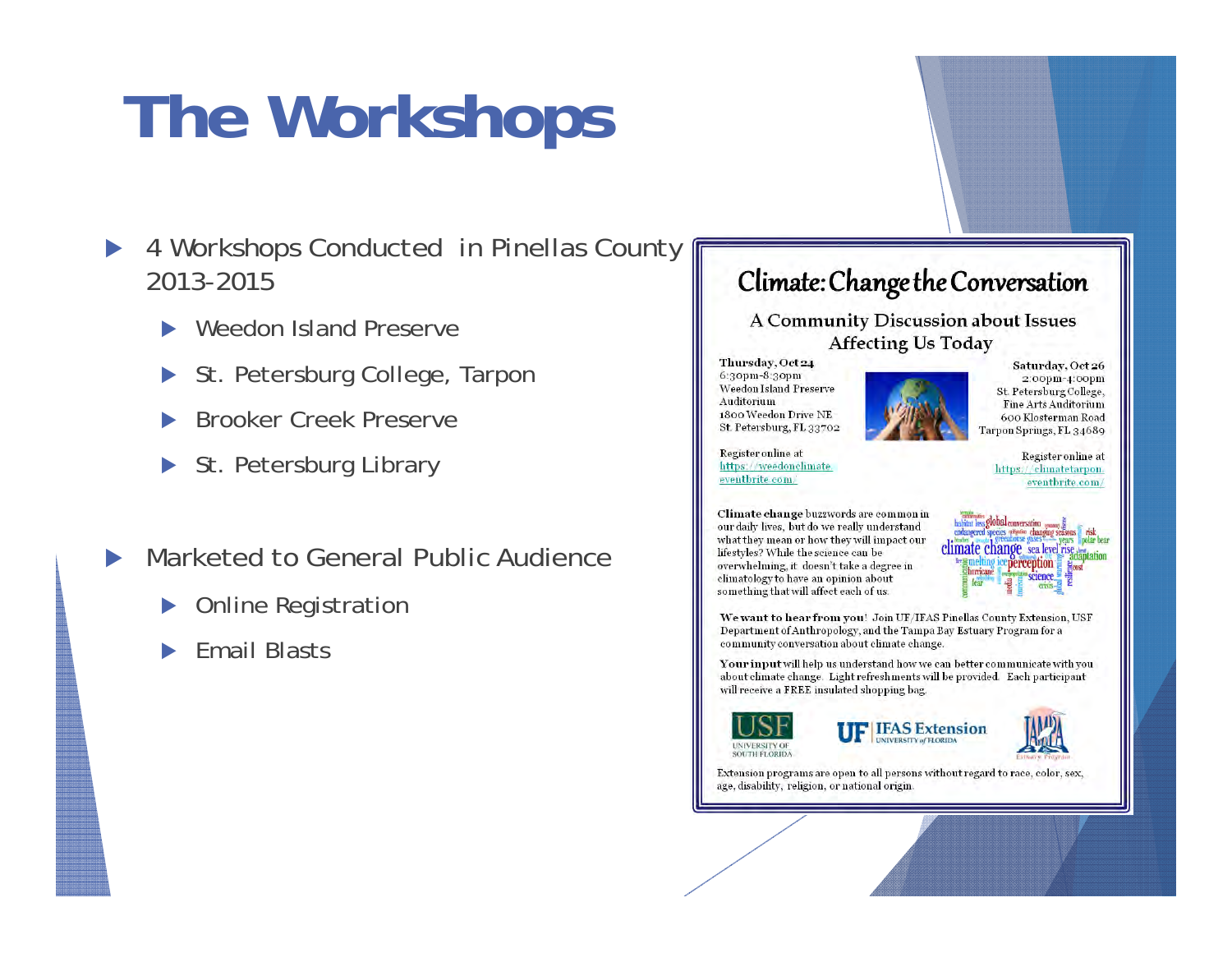# The Workshops

- 4 Workshops Conducted in Pinellas County 2013-2015
  - Weedon Island Preserve
  - St. Petersburg College, Tarpon
  - Brooker Creek Preserve
  - St. Petersburg Library
- Marketed to General Public Audience
  - Online Registration
  - Email Blasts

## Climate: Change the Conversation

### A Community Discussion about Issues Affecting Us Today

Thursday, Oct 24
6:30pm-8:30pm
Weedon Island Preserve Auditorium
1800 Weedon Drive NE
St. Petersburg, FL 33702

Register online at https://weedonclimate.eventbrite.com/

Saturday, Oct 26
2:00pm-4:00pm
St. Petersburg College, Fine Arts Auditorium
600 Klosterman Road
Tarpon Springs, FL 34689

Register online at https://climatetarpon.eventbrite.com/

**Climate change** buzzwords are common in our daily lives, but do we really understand what they mean or how they will impact our lifestyles? While the science can be overwhelming, it doesn't take a degree in climatology to have an opinion about something that will affect each of us.

**We want to hear from you!** Join UF/IFAS Pinellas County Extension, USF Department of Anthropology, and the Tampa Bay Estuary Program for a community conversation about climate change.

**Your input** will help us understand how we can better communicate with you about climate change. Light refreshments will be provided. Each participant will receive a FREE insulated shopping bag.

USF UNIVERSITY OF SOUTH FLORIDA | UF IFAS Extension UNIVERSITY of FLORIDA | TAMPA Bay Estuary Program

Extension programs are open to all persons without regard to race, color, sex, age, disability, religion, or national origin.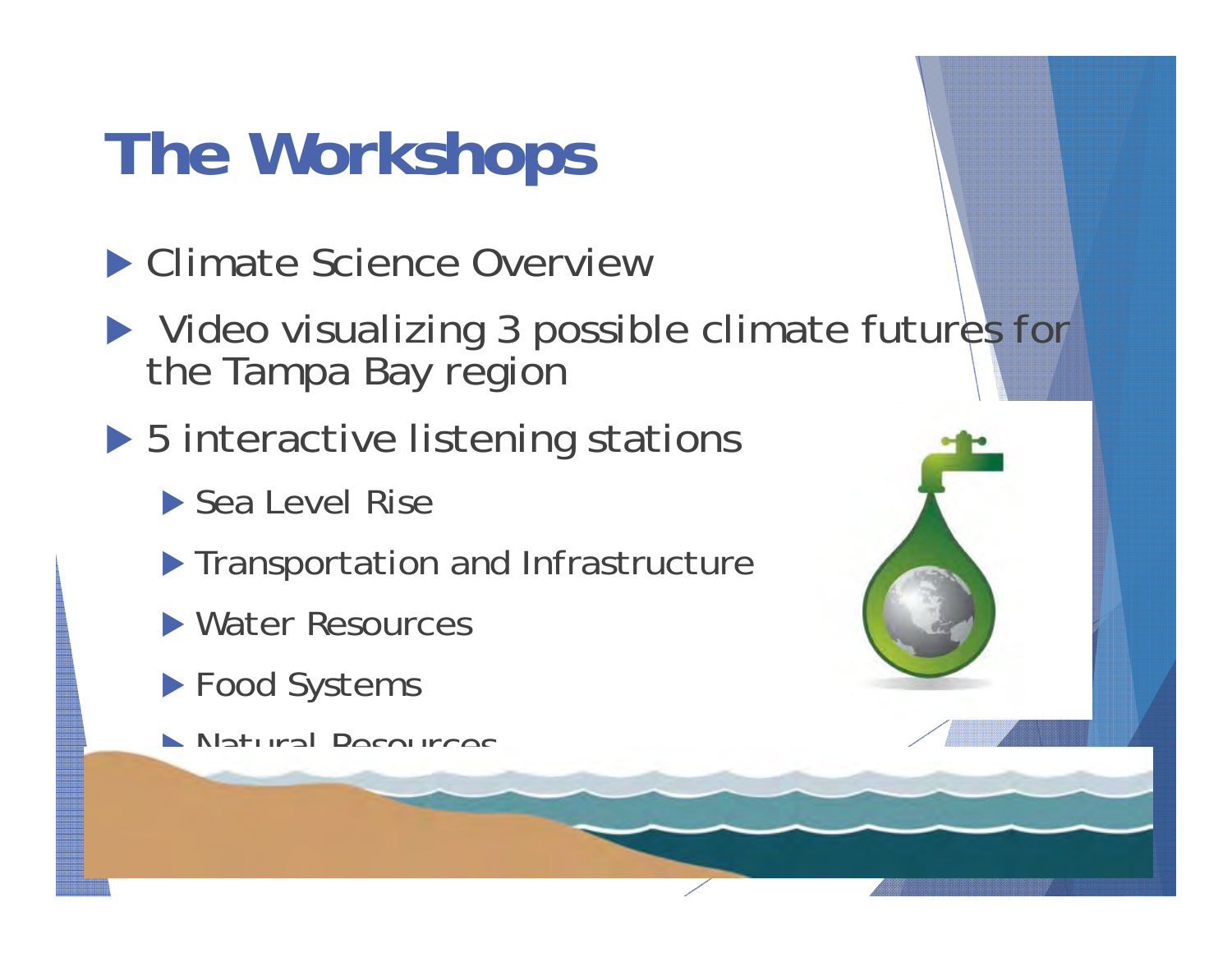# The Workshops

- Climate Science Overview
- Video visualizing 3 possible climate futures for the Tampa Bay region
- 5 interactive listening stations
  - Sea Level Rise
  - Transportation and Infrastructure
  - Water Resources
  - Food Systems
  - Natural Resources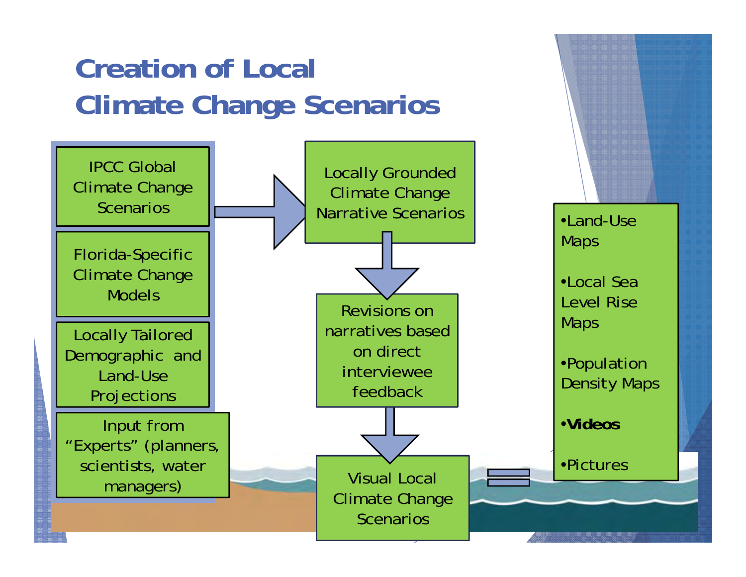# Creation of Local Climate Change Scenarios

IPCC Global Climate Change Scenarios

Florida-Specific Climate Change Models

Locally Tailored Demographic and Land-Use Projections

Input from "Experts" (planners, scientists, water managers)

Locally Grounded Climate Change Narrative Scenarios

Revisions on narratives based on direct interviewee feedback

Visual Local Climate Change Scenarios

=

- Land-Use Maps
- Local Sea Level Rise Maps
- Population Density Maps
- **Videos**
- Pictures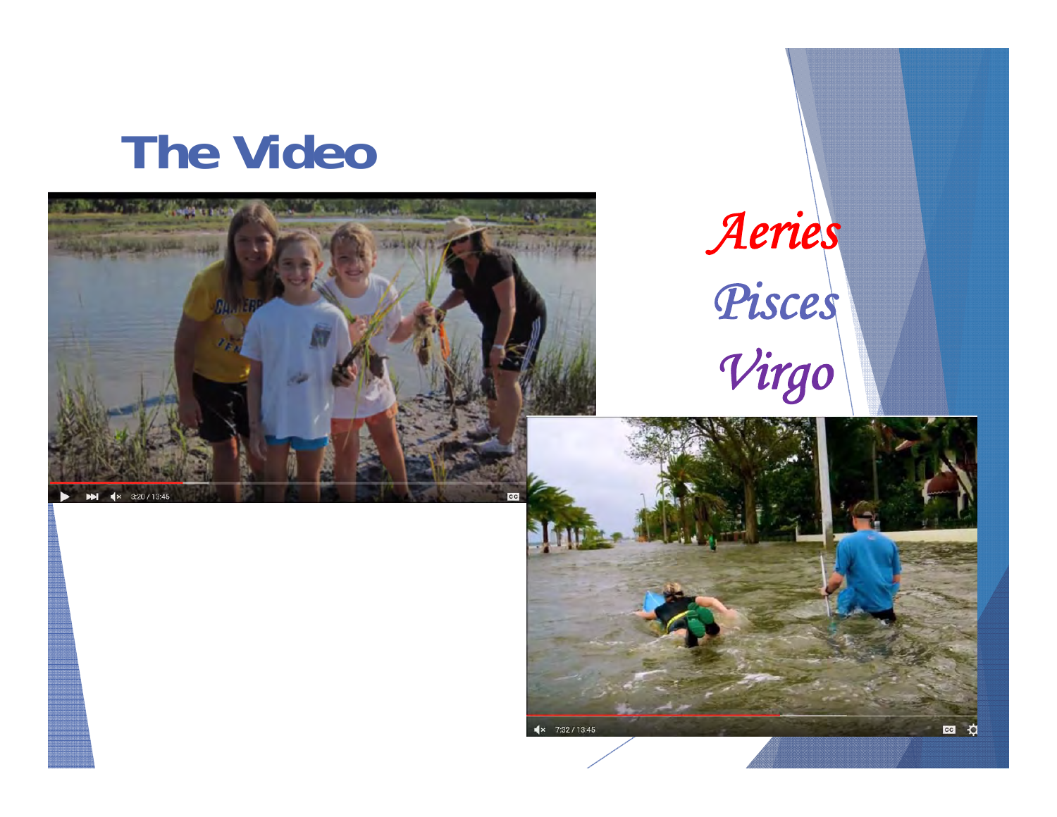# The Video

*Aeries*

*Pisces*

*Virgo*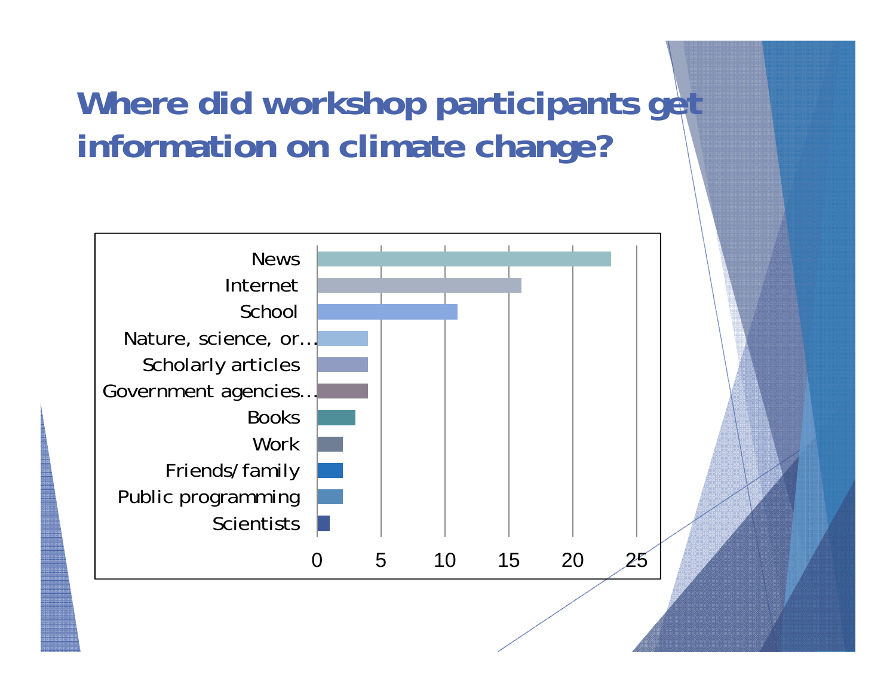# Where did workshop participants get information on climate change?

| Source | Count |
|---|---|
| News | 23 |
| Internet | 16 |
| School | 11 |
| Nature, science, or... | 4 |
| Scholarly articles | 4 |
| Government agencies... | 4 |
| Books | 3 |
| Work | 2 |
| Friends/family | 2 |
| Public programming | 2 |
| Scientists | 1 |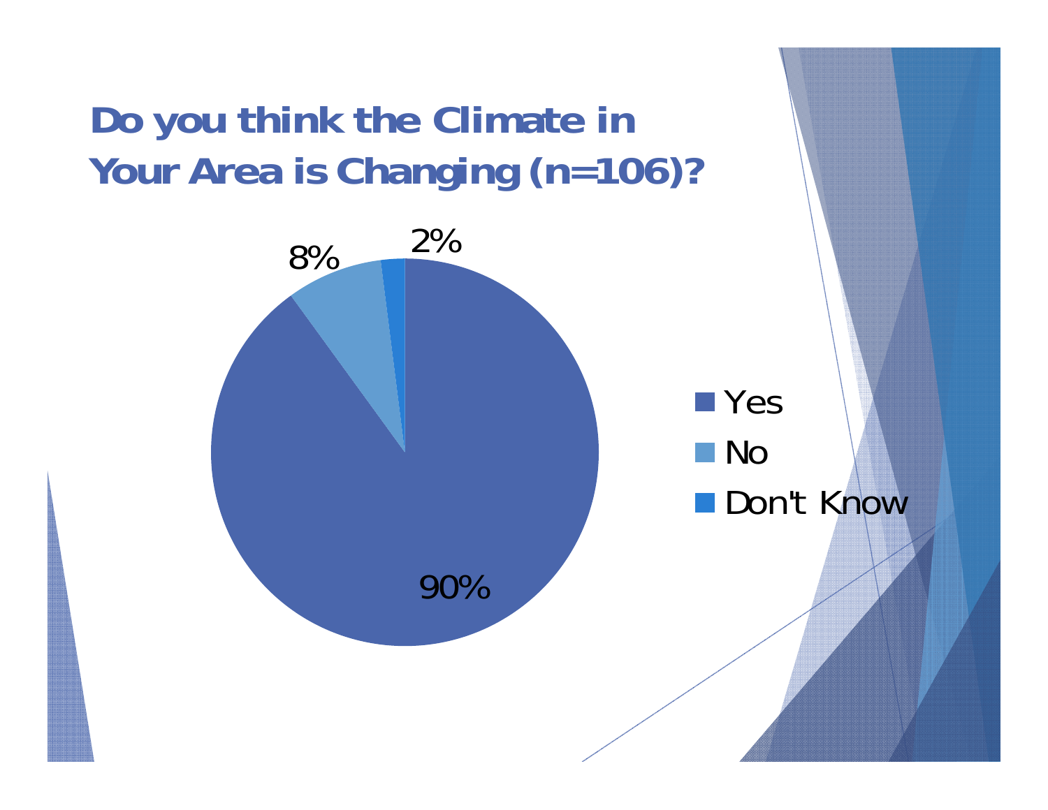# Do you think the Climate in Your Area is Changing (n=106)?

| Response | Percentage |
| --- | --- |
| Yes | 90% |
| No | 8% |
| Don't Know | 2% |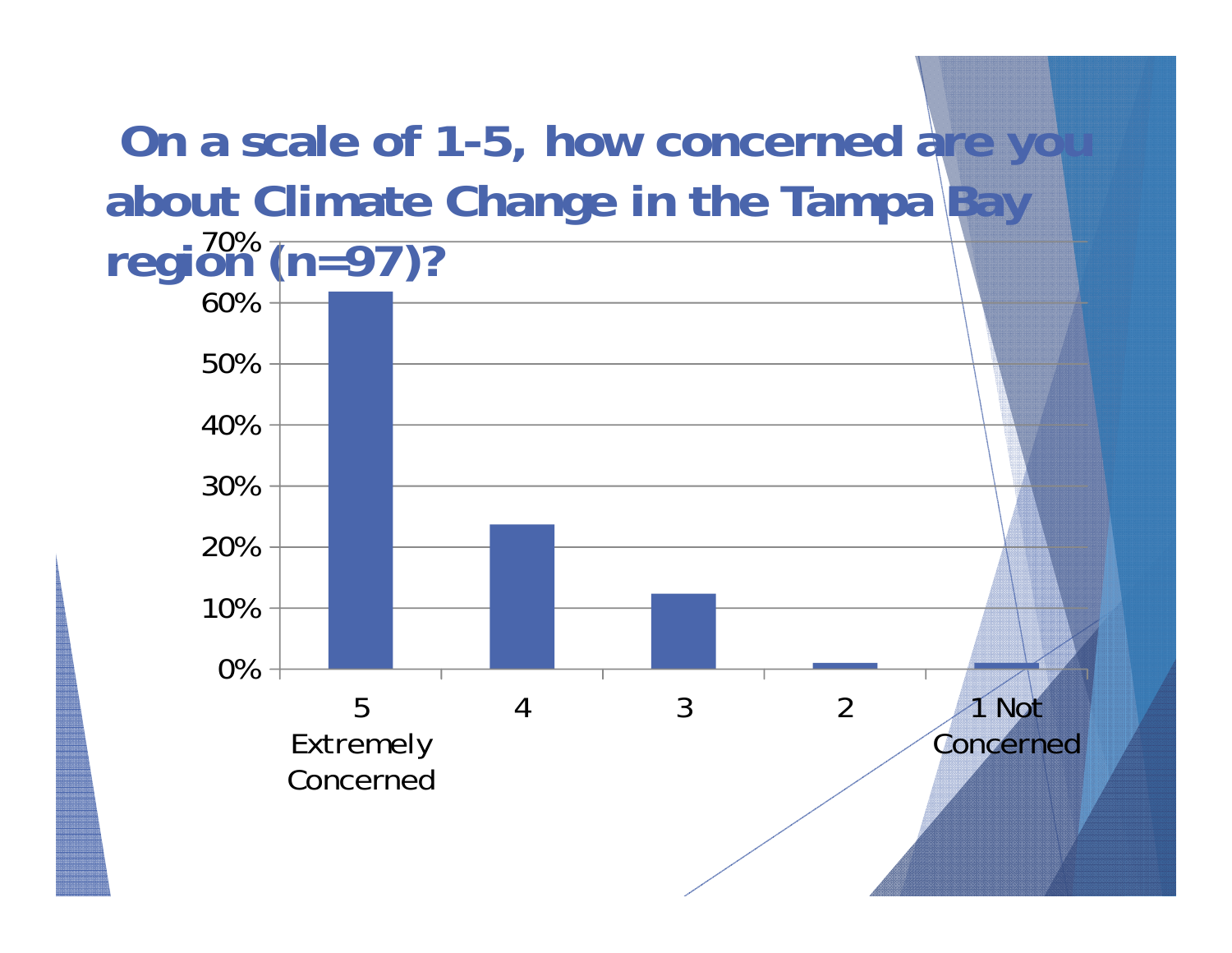# On a scale of 1-5, how concerned are you about Climate Change in the Tampa Bay region (n=97)?

| Response | Percentage |
|---|---|
| 5 Extremely Concerned | ~62% |
| 4 | ~24% |
| 3 | ~12% |
| 2 | ~1% |
| 1 Not Concerned | ~1% |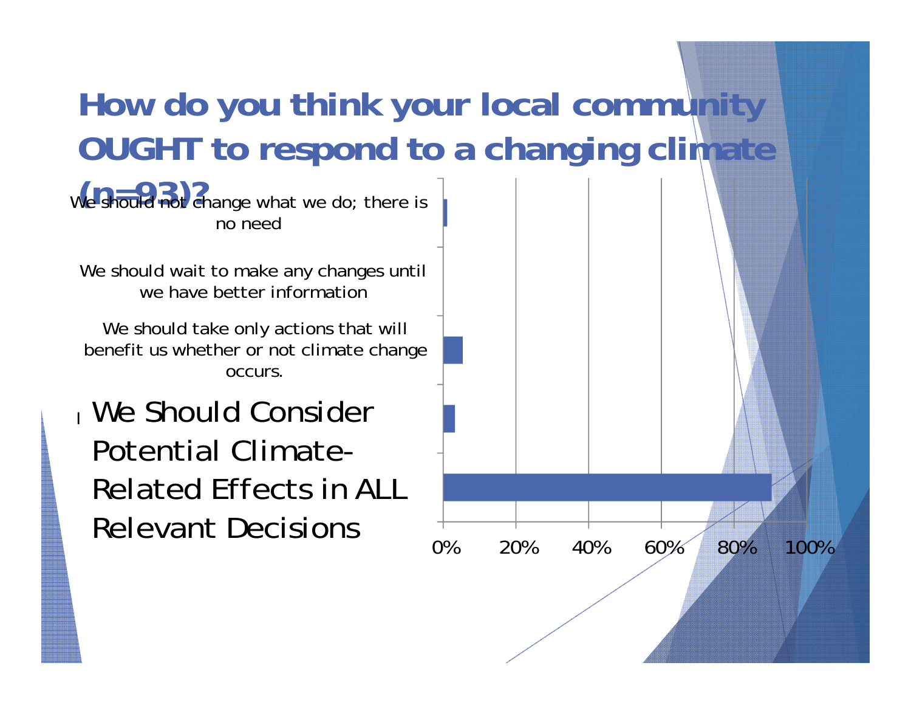# How do you think your local community OUGHT to respond to a changing climate (n=93)?

| Response | |
|---|---|
| We should not change what we do; there is no need | |
| We should wait to make any changes until we have better information | |
| We should take only actions that will benefit us whether or not climate change occurs. | |
| We Should Consider Potential Climate-Related Effects in ALL Relevant Decisions | |

0% 20% 40% 60% 80% 100%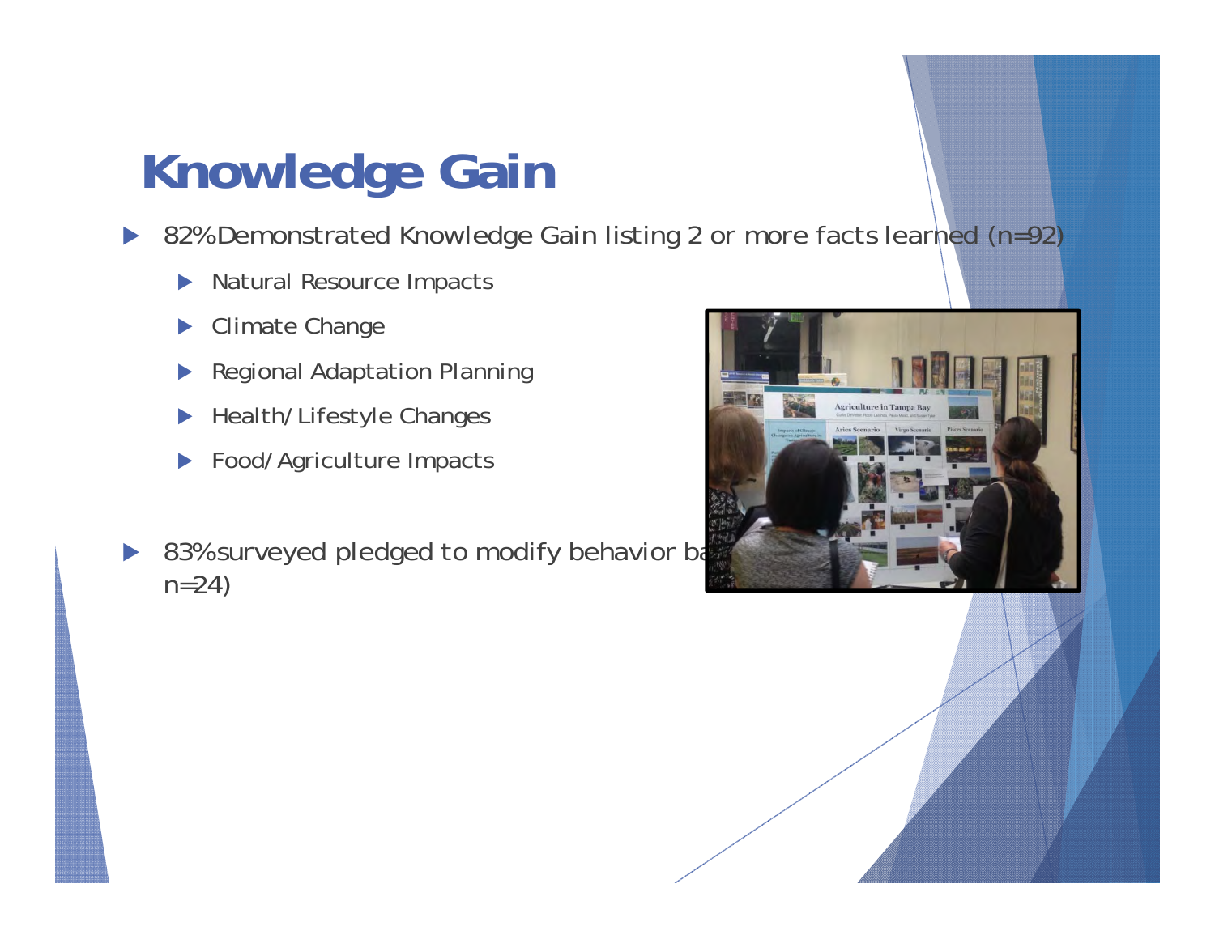# Knowledge Gain

- 82% Demonstrated Knowledge Gain listing 2 or more facts learned (n=92)
  - Natural Resource Impacts
  - Climate Change
  - Regional Adaptation Planning
  - Health/Lifestyle Changes
  - Food/Agriculture Impacts

- 83% surveyed pledged to modify behavior ba n=24)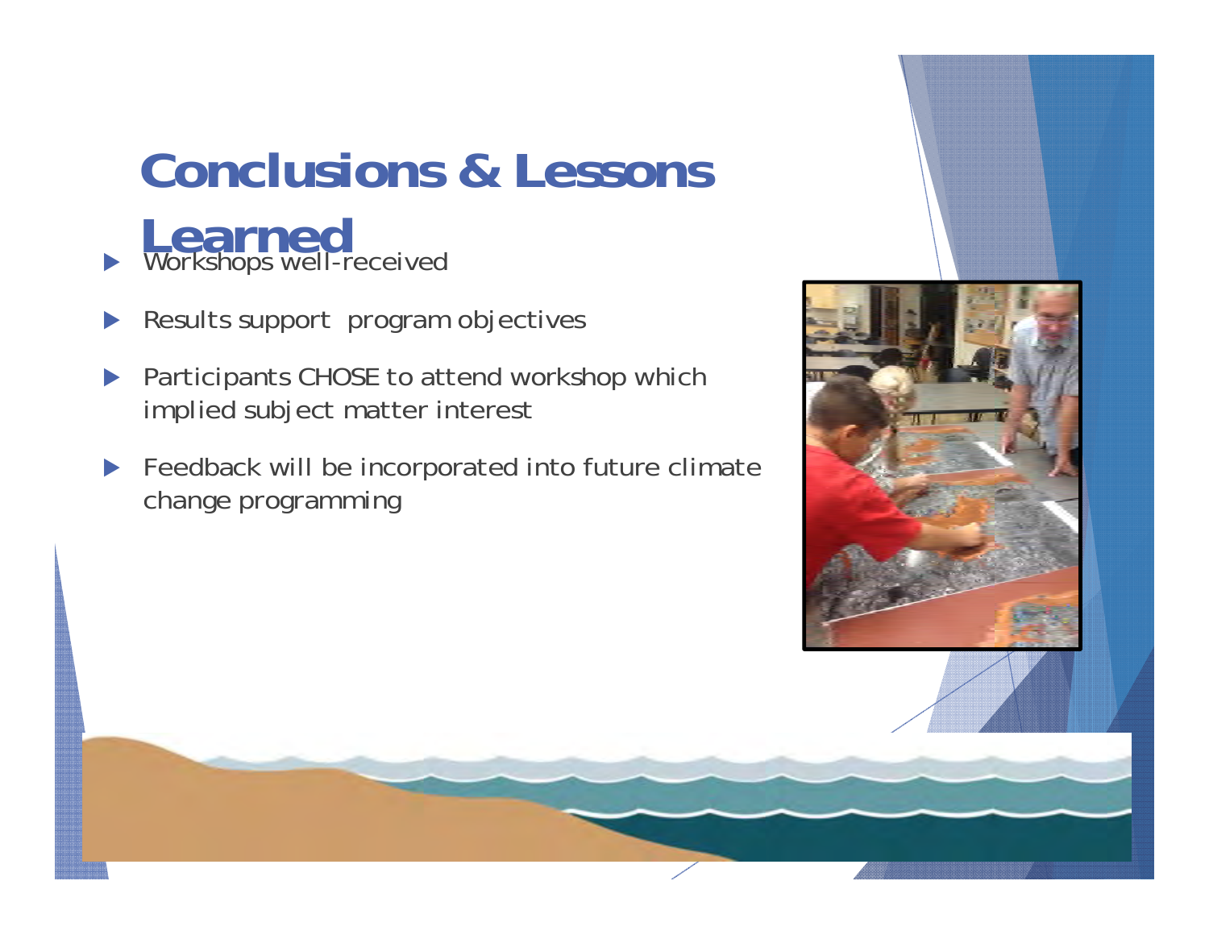# Conclusions & Lessons Learned

- Workshops well-received
- Results support program objectives
- Participants CHOSE to attend workshop which implied subject matter interest
- Feedback will be incorporated into future climate change programming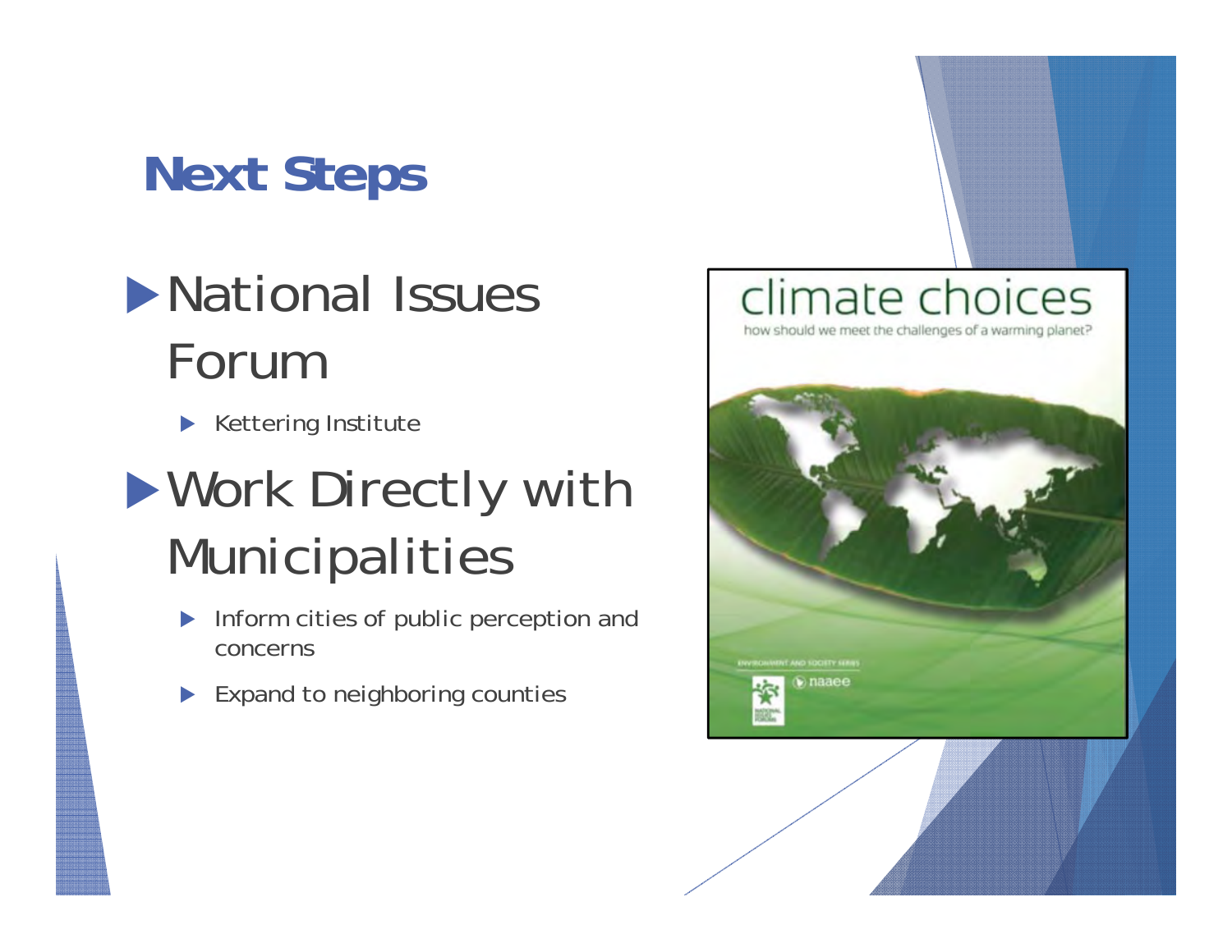# Next Steps

- National Issues Forum
  - Kettering Institute
- Work Directly with Municipalities
  - Inform cities of public perception and concerns
  - Expand to neighboring counties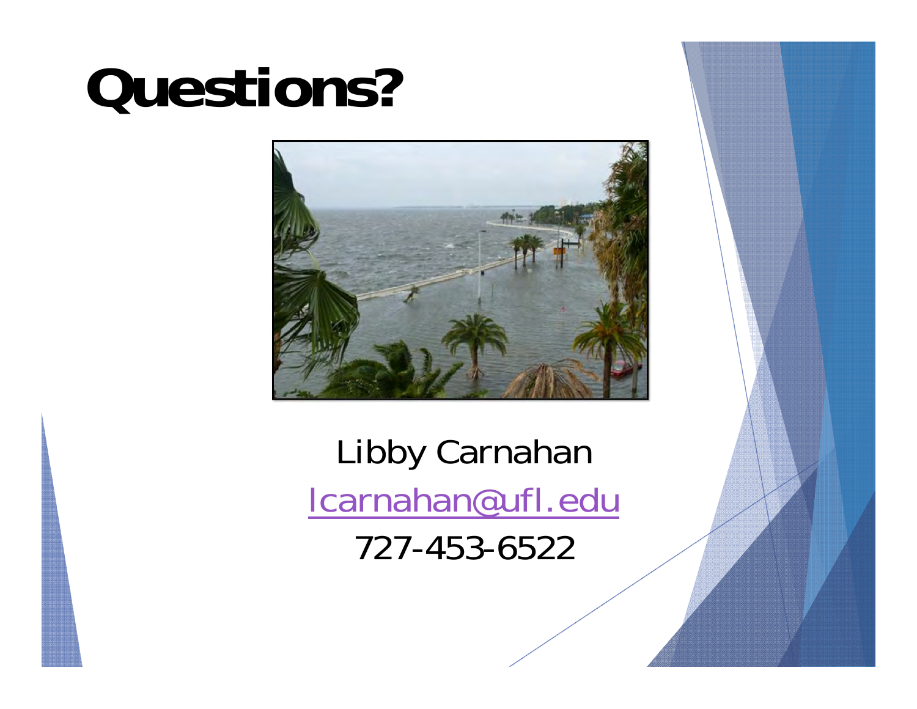# Questions?

Libby Carnahan

lcarnahan@ufl.edu

727-453-6522